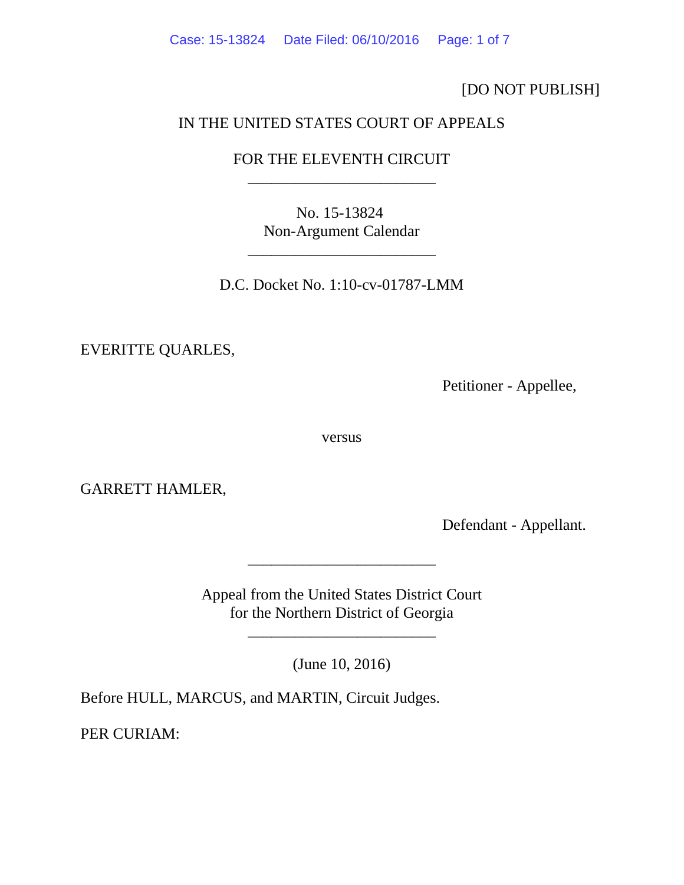[DO NOT PUBLISH]

IN THE UNITED STATES COURT OF APPEALS

FOR THE ELEVENTH CIRCUIT

---

No. 15-13824
Non-Argument Calendar

---

D.C. Docket No. 1:10-cv-01787-LMM

EVERITTE QUARLES,

Petitioner - Appellee,

versus

GARRETT HAMLER,

Defendant - Appellant.

---

Appeal from the United States District Court
for the Northern District of Georgia

---

(June 10, 2016)

Before HULL, MARCUS, and MARTIN, Circuit Judges.

PER CURIAM: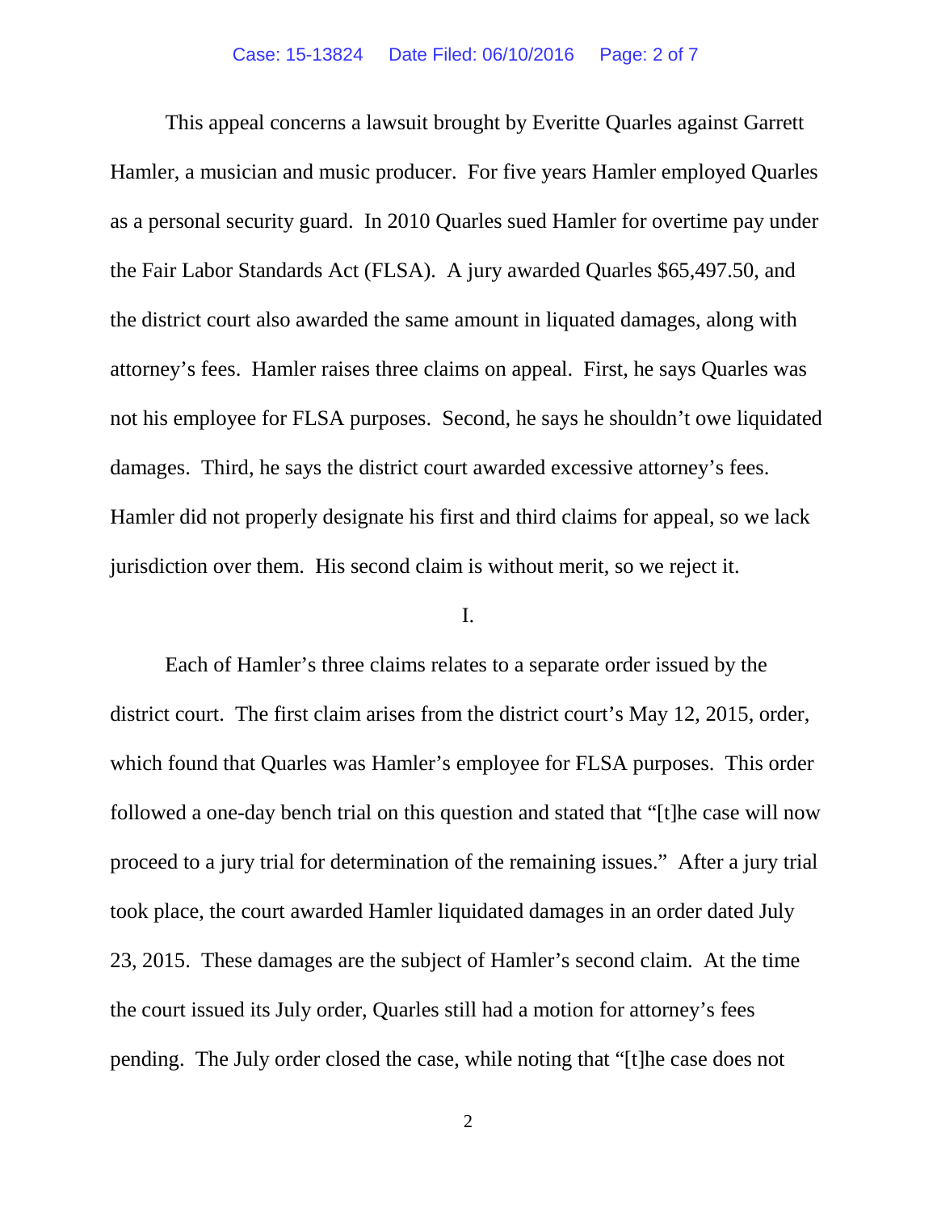This appeal concerns a lawsuit brought by Everitte Quarles against Garrett Hamler, a musician and music producer. For five years Hamler employed Quarles as a personal security guard. In 2010 Quarles sued Hamler for overtime pay under the Fair Labor Standards Act (FLSA). A jury awarded Quarles $65,497.50, and the district court also awarded the same amount in liquated damages, along with attorney's fees. Hamler raises three claims on appeal. First, he says Quarles was not his employee for FLSA purposes. Second, he says he shouldn't owe liquidated damages. Third, he says the district court awarded excessive attorney's fees. Hamler did not properly designate his first and third claims for appeal, so we lack jurisdiction over them. His second claim is without merit, so we reject it.

I.

Each of Hamler's three claims relates to a separate order issued by the district court. The first claim arises from the district court's May 12, 2015, order, which found that Quarles was Hamler's employee for FLSA purposes. This order followed a one-day bench trial on this question and stated that "[t]he case will now proceed to a jury trial for determination of the remaining issues." After a jury trial took place, the court awarded Hamler liquidated damages in an order dated July 23, 2015. These damages are the subject of Hamler's second claim. At the time the court issued its July order, Quarles still had a motion for attorney's fees pending. The July order closed the case, while noting that "[t]he case does not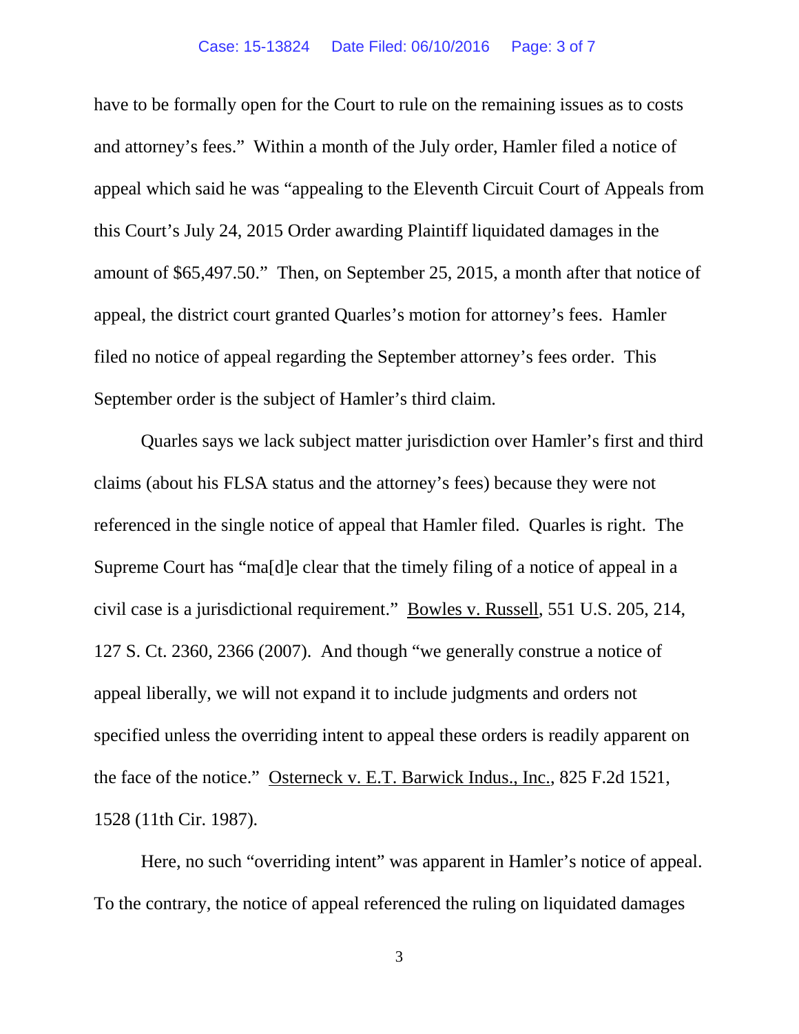have to be formally open for the Court to rule on the remaining issues as to costs and attorney's fees." Within a month of the July order, Hamler filed a notice of appeal which said he was "appealing to the Eleventh Circuit Court of Appeals from this Court's July 24, 2015 Order awarding Plaintiff liquidated damages in the amount of $65,497.50." Then, on September 25, 2015, a month after that notice of appeal, the district court granted Quarles's motion for attorney's fees. Hamler filed no notice of appeal regarding the September attorney's fees order. This September order is the subject of Hamler's third claim.

Quarles says we lack subject matter jurisdiction over Hamler's first and third claims (about his FLSA status and the attorney's fees) because they were not referenced in the single notice of appeal that Hamler filed. Quarles is right. The Supreme Court has "ma[d]e clear that the timely filing of a notice of appeal in a civil case is a jurisdictional requirement." Bowles v. Russell, 551 U.S. 205, 214, 127 S. Ct. 2360, 2366 (2007). And though "we generally construe a notice of appeal liberally, we will not expand it to include judgments and orders not specified unless the overriding intent to appeal these orders is readily apparent on the face of the notice." Osterneck v. E.T. Barwick Indus., Inc., 825 F.2d 1521, 1528 (11th Cir. 1987).

Here, no such "overriding intent" was apparent in Hamler's notice of appeal. To the contrary, the notice of appeal referenced the ruling on liquidated damages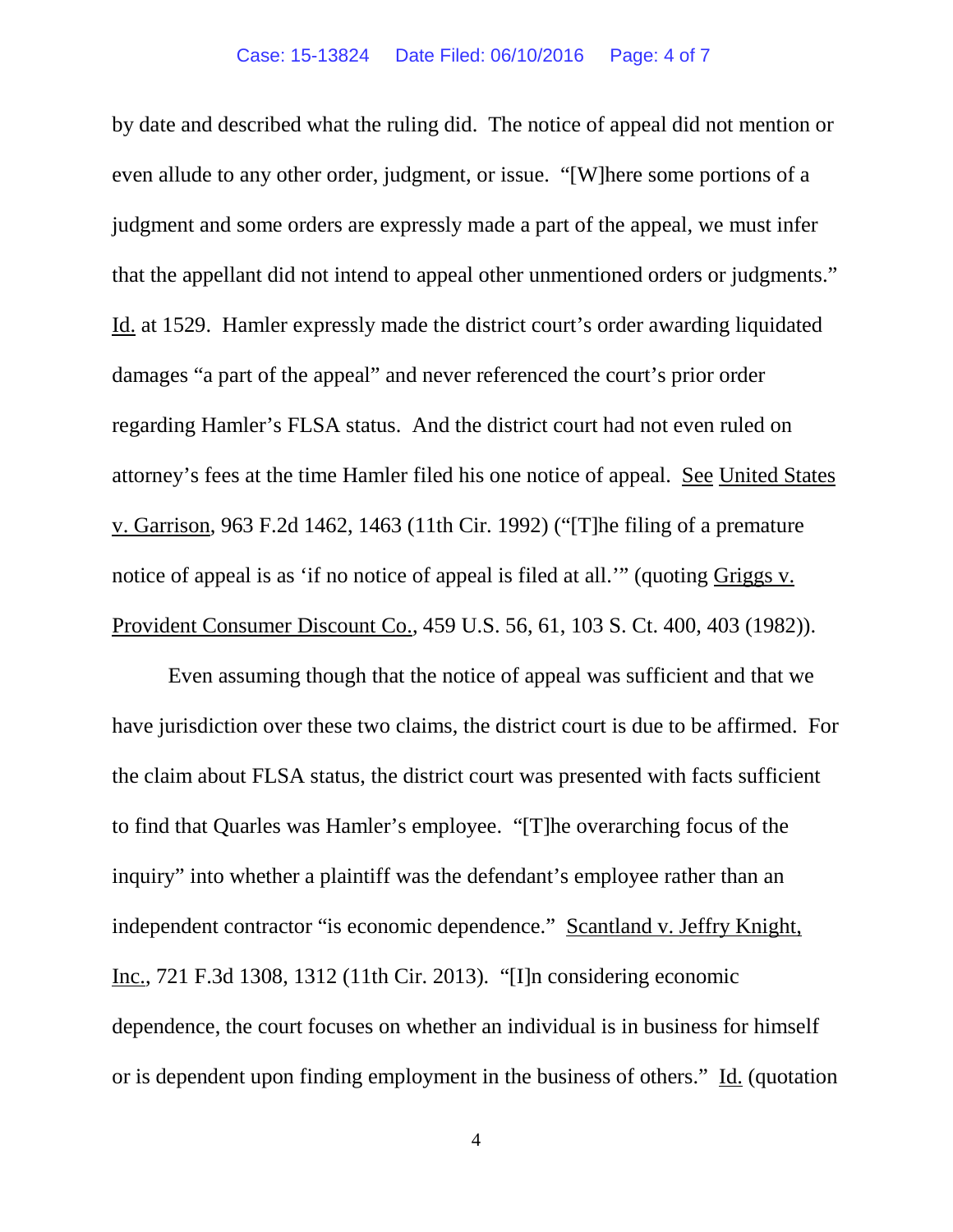by date and described what the ruling did. The notice of appeal did not mention or even allude to any other order, judgment, or issue. "[W]here some portions of a judgment and some orders are expressly made a part of the appeal, we must infer that the appellant did not intend to appeal other unmentioned orders or judgments." Id. at 1529. Hamler expressly made the district court's order awarding liquidated damages "a part of the appeal" and never referenced the court's prior order regarding Hamler's FLSA status. And the district court had not even ruled on attorney's fees at the time Hamler filed his one notice of appeal. See United States v. Garrison, 963 F.2d 1462, 1463 (11th Cir. 1992) ("[T]he filing of a premature notice of appeal is as 'if no notice of appeal is filed at all.'" (quoting Griggs v. Provident Consumer Discount Co., 459 U.S. 56, 61, 103 S. Ct. 400, 403 (1982)).

Even assuming though that the notice of appeal was sufficient and that we have jurisdiction over these two claims, the district court is due to be affirmed. For the claim about FLSA status, the district court was presented with facts sufficient to find that Quarles was Hamler's employee. "[T]he overarching focus of the inquiry" into whether a plaintiff was the defendant's employee rather than an independent contractor "is economic dependence." Scantland v. Jeffry Knight, Inc., 721 F.3d 1308, 1312 (11th Cir. 2013). "[I]n considering economic dependence, the court focuses on whether an individual is in business for himself or is dependent upon finding employment in the business of others." Id. (quotation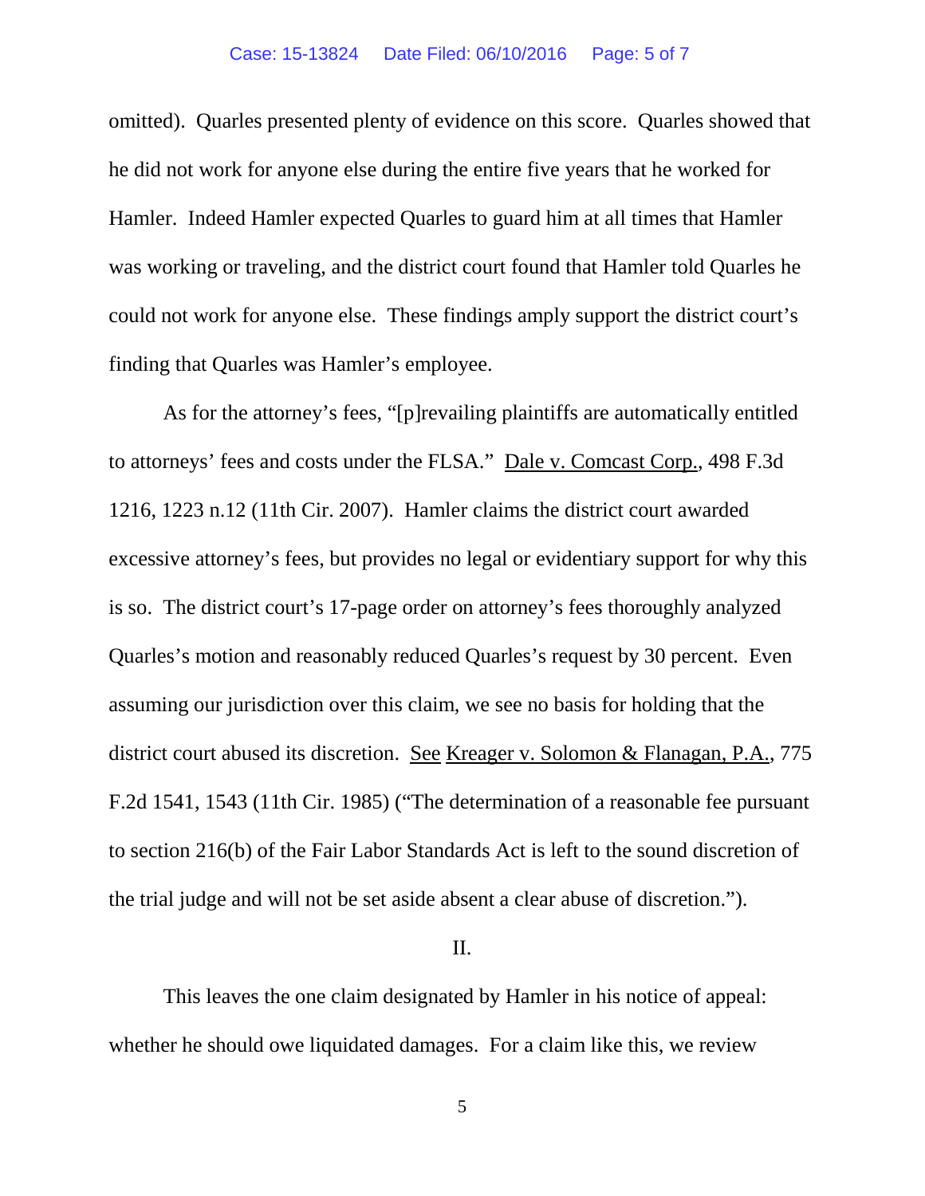omitted). Quarles presented plenty of evidence on this score. Quarles showed that he did not work for anyone else during the entire five years that he worked for Hamler. Indeed Hamler expected Quarles to guard him at all times that Hamler was working or traveling, and the district court found that Hamler told Quarles he could not work for anyone else. These findings amply support the district court's finding that Quarles was Hamler's employee.

As for the attorney's fees, "[p]revailing plaintiffs are automatically entitled to attorneys' fees and costs under the FLSA." Dale v. Comcast Corp., 498 F.3d 1216, 1223 n.12 (11th Cir. 2007). Hamler claims the district court awarded excessive attorney's fees, but provides no legal or evidentiary support for why this is so. The district court's 17-page order on attorney's fees thoroughly analyzed Quarles's motion and reasonably reduced Quarles's request by 30 percent. Even assuming our jurisdiction over this claim, we see no basis for holding that the district court abused its discretion. See Kreager v. Solomon & Flanagan, P.A., 775 F.2d 1541, 1543 (11th Cir. 1985) ("The determination of a reasonable fee pursuant to section 216(b) of the Fair Labor Standards Act is left to the sound discretion of the trial judge and will not be set aside absent a clear abuse of discretion.").

## II.

This leaves the one claim designated by Hamler in his notice of appeal: whether he should owe liquidated damages. For a claim like this, we review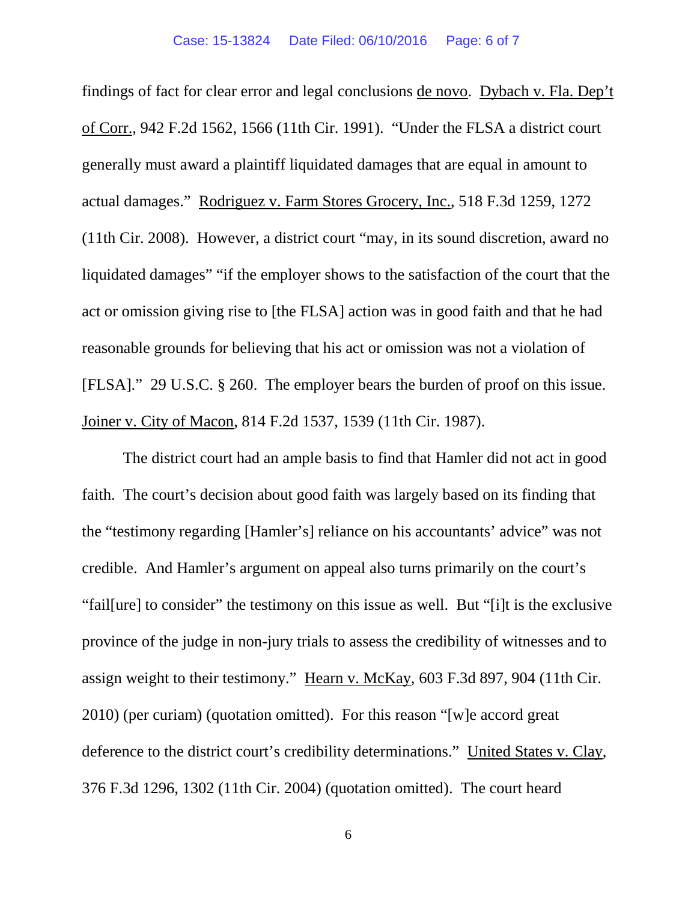findings of fact for clear error and legal conclusions de novo. Dybach v. Fla. Dep't of Corr., 942 F.2d 1562, 1566 (11th Cir. 1991). "Under the FLSA a district court generally must award a plaintiff liquidated damages that are equal in amount to actual damages." Rodriguez v. Farm Stores Grocery, Inc., 518 F.3d 1259, 1272 (11th Cir. 2008). However, a district court "may, in its sound discretion, award no liquidated damages" "if the employer shows to the satisfaction of the court that the act or omission giving rise to [the FLSA] action was in good faith and that he had reasonable grounds for believing that his act or omission was not a violation of [FLSA]." 29 U.S.C. § 260. The employer bears the burden of proof on this issue. Joiner v. City of Macon, 814 F.2d 1537, 1539 (11th Cir. 1987).

The district court had an ample basis to find that Hamler did not act in good faith. The court's decision about good faith was largely based on its finding that the "testimony regarding [Hamler's] reliance on his accountants' advice" was not credible. And Hamler's argument on appeal also turns primarily on the court's "fail[ure] to consider" the testimony on this issue as well. But "[i]t is the exclusive province of the judge in non-jury trials to assess the credibility of witnesses and to assign weight to their testimony." Hearn v. McKay, 603 F.3d 897, 904 (11th Cir. 2010) (per curiam) (quotation omitted). For this reason "[w]e accord great deference to the district court's credibility determinations." United States v. Clay, 376 F.3d 1296, 1302 (11th Cir. 2004) (quotation omitted). The court heard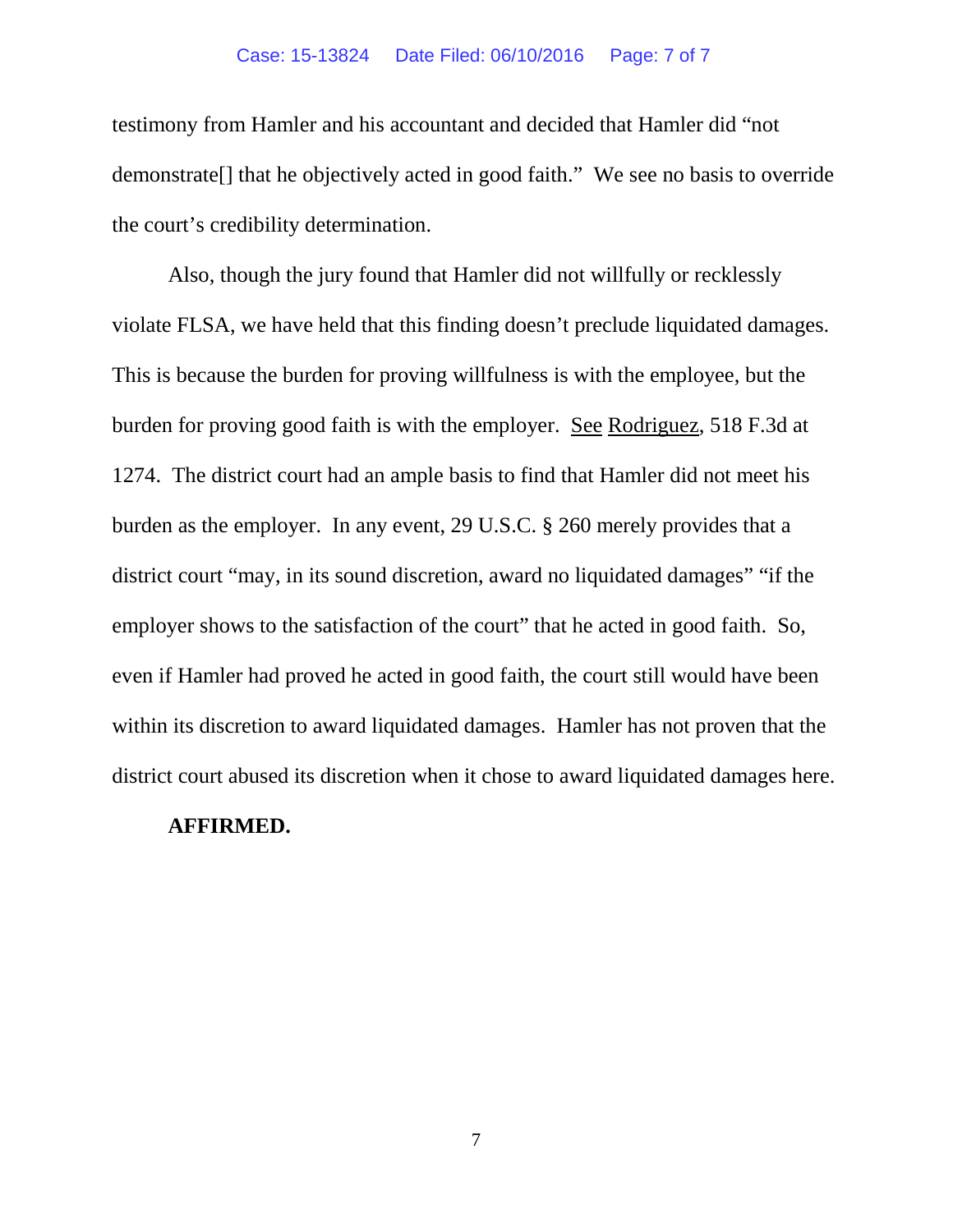testimony from Hamler and his accountant and decided that Hamler did "not demonstrate[] that he objectively acted in good faith." We see no basis to override the court's credibility determination.

Also, though the jury found that Hamler did not willfully or recklessly violate FLSA, we have held that this finding doesn't preclude liquidated damages. This is because the burden for proving willfulness is with the employee, but the burden for proving good faith is with the employer. See Rodriguez, 518 F.3d at 1274. The district court had an ample basis to find that Hamler did not meet his burden as the employer. In any event, 29 U.S.C. § 260 merely provides that a district court "may, in its sound discretion, award no liquidated damages" "if the employer shows to the satisfaction of the court" that he acted in good faith. So, even if Hamler had proved he acted in good faith, the court still would have been within its discretion to award liquidated damages. Hamler has not proven that the district court abused its discretion when it chose to award liquidated damages here.

**AFFIRMED.**